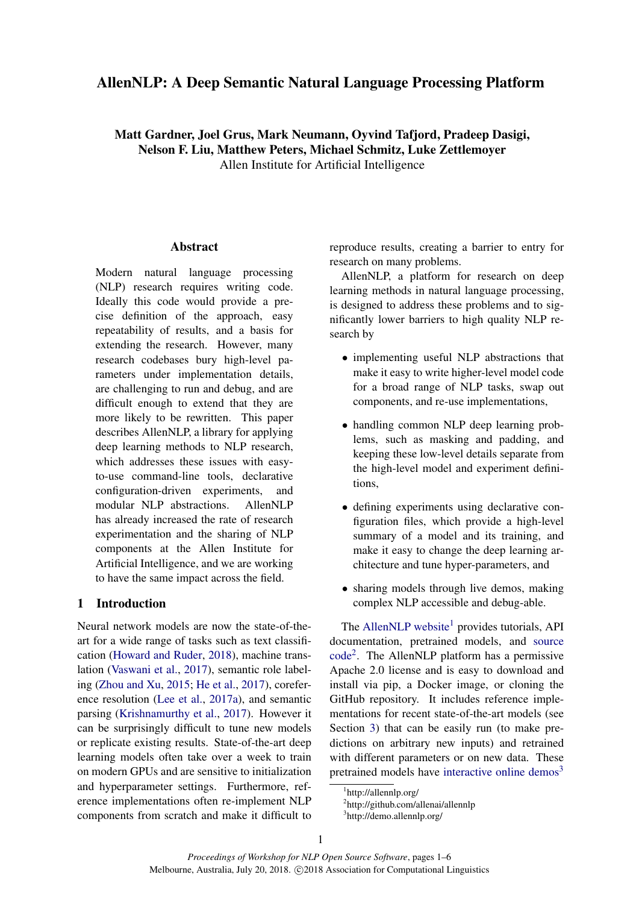# AllenNLP: A Deep Semantic Natural Language Processing Platform

**Matt Gardner, Joel Grus, Mark Neumann, Oyvind Tafjord, Pradeep Dasigi, Nelson F. Liu, Matthew Peters, Michael Schmitz, Luke Zettlemoyer**
Allen Institute for Artificial Intelligence

## Abstract

Modern natural language processing (NLP) research requires writing code. Ideally this code would provide a precise definition of the approach, easy repeatability of results, and a basis for extending the research. However, many research codebases bury high-level parameters under implementation details, are challenging to run and debug, and are difficult enough to extend that they are more likely to be rewritten. This paper describes AllenNLP, a library for applying deep learning methods to NLP research, which addresses these issues with easy-to-use command-line tools, declarative configuration-driven experiments, and modular NLP abstractions. AllenNLP has already increased the rate of research experimentation and the sharing of NLP components at the Allen Institute for Artificial Intelligence, and we are working to have the same impact across the field.

## 1 Introduction

Neural network models are now the state-of-the-art for a wide range of tasks such as text classification (Howard and Ruder, 2018), machine translation (Vaswani et al., 2017), semantic role labeling (Zhou and Xu, 2015; He et al., 2017), coreference resolution (Lee et al., 2017a), and semantic parsing (Krishnamurthy et al., 2017). However it can be surprisingly difficult to tune new models or replicate existing results. State-of-the-art deep learning models often take over a week to train on modern GPUs and are sensitive to initialization and hyperparameter settings. Furthermore, reference implementations often re-implement NLP components from scratch and make it difficult to reproduce results, creating a barrier to entry for research on many problems.

AllenNLP, a platform for research on deep learning methods in natural language processing, is designed to address these problems and to significantly lower barriers to high quality NLP research by

- implementing useful NLP abstractions that make it easy to write higher-level model code for a broad range of NLP tasks, swap out components, and re-use implementations,
- handling common NLP deep learning problems, such as masking and padding, and keeping these low-level details separate from the high-level model and experiment definitions,
- defining experiments using declarative configuration files, which provide a high-level summary of a model and its training, and make it easy to change the deep learning architecture and tune hyper-parameters, and
- sharing models through live demos, making complex NLP accessible and debug-able.

The AllenNLP website[1] provides tutorials, API documentation, pretrained models, and source code[2]. The AllenNLP platform has a permissive Apache 2.0 license and is easy to download and install via pip, a Docker image, or cloning the GitHub repository. It includes reference implementations for recent state-of-the-art models (see Section 3) that can be easily run (to make predictions on arbitrary new inputs) and retrained with different parameters or on new data. These pretrained models have interactive online demos[3]

[1] http://allennlp.org/
[2] http://github.com/allenai/allennlp
[3] http://demo.allennlp.org/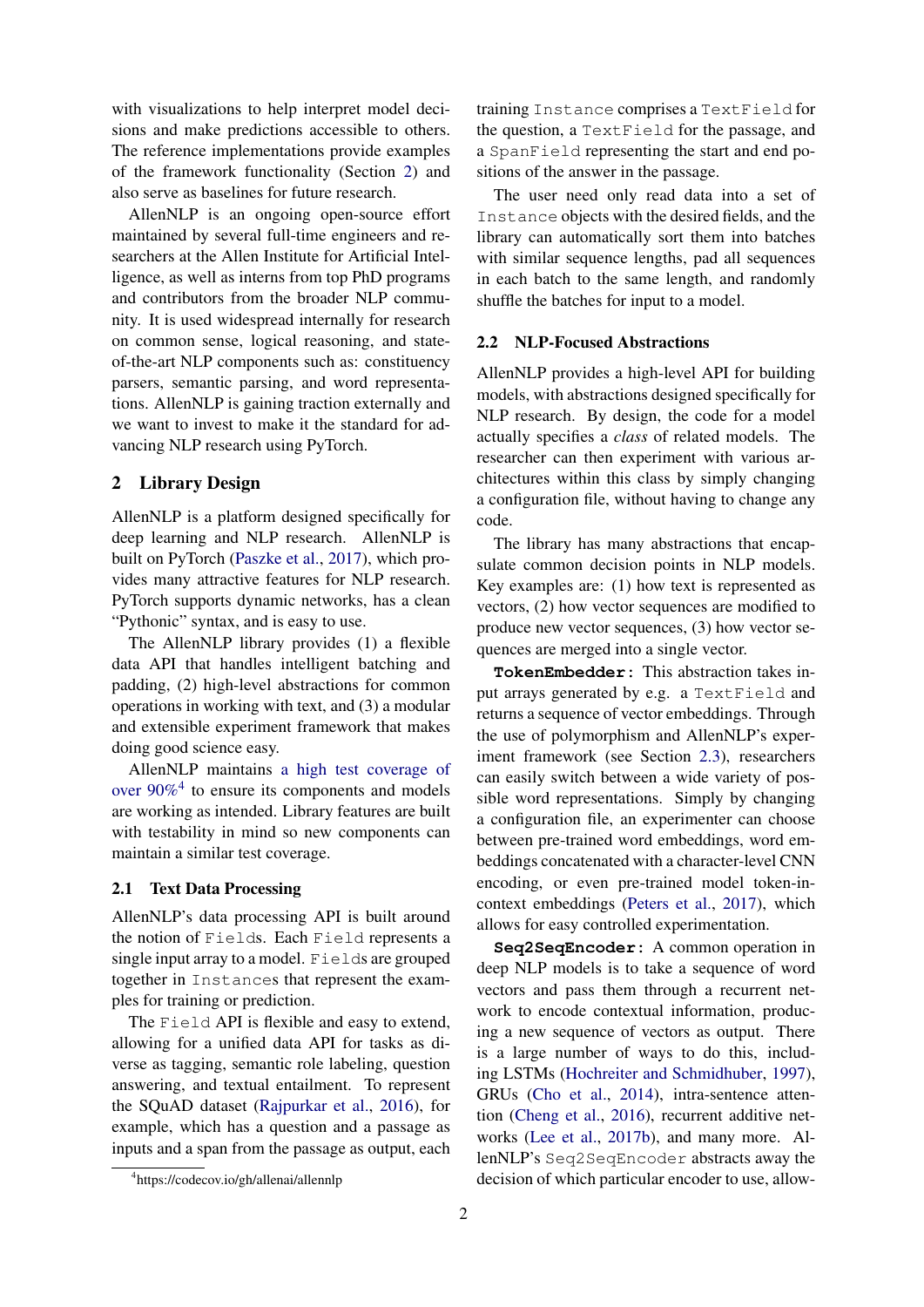with visualizations to help interpret model decisions and make predictions accessible to others. The reference implementations provide examples of the framework functionality (Section 2) and also serve as baselines for future research.

AllenNLP is an ongoing open-source effort maintained by several full-time engineers and researchers at the Allen Institute for Artificial Intelligence, as well as interns from top PhD programs and contributors from the broader NLP community. It is used widespread internally for research on common sense, logical reasoning, and state-of-the-art NLP components such as: constituency parsers, semantic parsing, and word representations. AllenNLP is gaining traction externally and we want to invest to make it the standard for advancing NLP research using PyTorch.

## 2 Library Design

AllenNLP is a platform designed specifically for deep learning and NLP research. AllenNLP is built on PyTorch (Paszke et al., 2017), which provides many attractive features for NLP research. PyTorch supports dynamic networks, has a clean "Pythonic" syntax, and is easy to use.

The AllenNLP library provides (1) a flexible data API that handles intelligent batching and padding, (2) high-level abstractions for common operations in working with text, and (3) a modular and extensible experiment framework that makes doing good science easy.

AllenNLP maintains a high test coverage of over 90%[4] to ensure its components and models are working as intended. Library features are built with testability in mind so new components can maintain a similar test coverage.

### 2.1 Text Data Processing

AllenNLP's data processing API is built around the notion of `Fields`. Each `Field` represents a single input array to a model. `Fields` are grouped together in `Instances` that represent the examples for training or prediction.

The `Field` API is flexible and easy to extend, allowing for a unified data API for tasks as diverse as tagging, semantic role labeling, question answering, and textual entailment. To represent the SQuAD dataset (Rajpurkar et al., 2016), for example, which has a question and a passage as inputs and a span from the passage as output, each training `Instance` comprises a `TextField` for the question, a `TextField` for the passage, and a `SpanField` representing the start and end positions of the answer in the passage.

The user need only read data into a set of `Instance` objects with the desired fields, and the library can automatically sort them into batches with similar sequence lengths, pad all sequences in each batch to the same length, and randomly shuffle the batches for input to a model.

### 2.2 NLP-Focused Abstractions

AllenNLP provides a high-level API for building models, with abstractions designed specifically for NLP research. By design, the code for a model actually specifies a *class* of related models. The researcher can then experiment with various architectures within this class by simply changing a configuration file, without having to change any code.

The library has many abstractions that encapsulate common decision points in NLP models. Key examples are: (1) how text is represented as vectors, (2) how vector sequences are modified to produce new vector sequences, (3) how vector sequences are merged into a single vector.

**`TokenEmbedder`:** This abstraction takes input arrays generated by e.g. a `TextField` and returns a sequence of vector embeddings. Through the use of polymorphism and AllenNLP's experiment framework (see Section 2.3), researchers can easily switch between a wide variety of possible word representations. Simply by changing a configuration file, an experimenter can choose between pre-trained word embeddings, word embeddings concatenated with a character-level CNN encoding, or even pre-trained model token-in-context embeddings (Peters et al., 2017), which allows for easy controlled experimentation.

**`Seq2SeqEncoder`:** A common operation in deep NLP models is to take a sequence of word vectors and pass them through a recurrent network to encode contextual information, producing a new sequence of vectors as output. There is a large number of ways to do this, including LSTMs (Hochreiter and Schmidhuber, 1997), GRUs (Cho et al., 2014), intra-sentence attention (Cheng et al., 2016), recurrent additive networks (Lee et al., 2017b), and many more. AllenNLP's `Seq2SeqEncoder` abstracts away the decision of which particular encoder to use, allow-

[4] https://codecov.io/gh/allenai/allennlp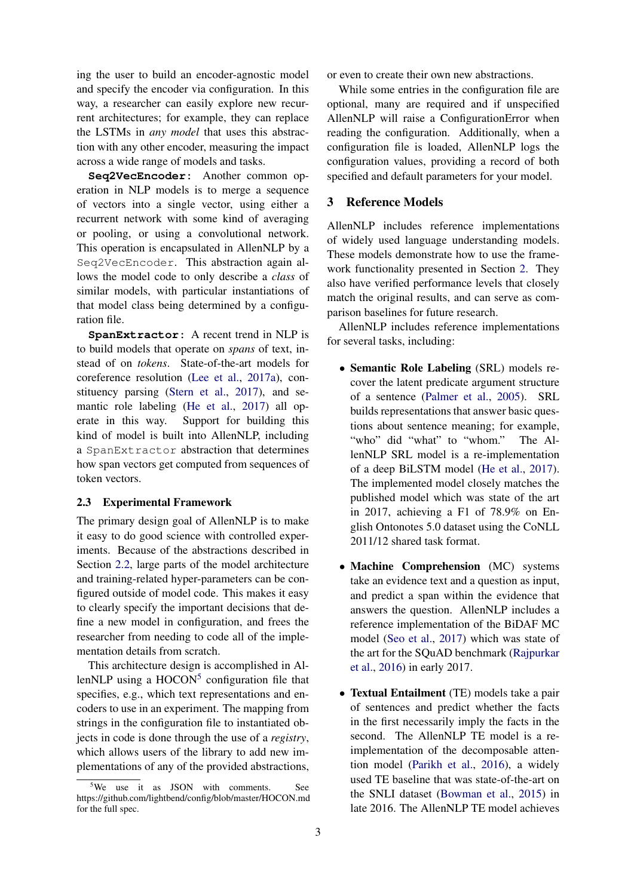ing the user to build an encoder-agnostic model and specify the encoder via configuration. In this way, a researcher can easily explore new recurrent architectures; for example, they can replace the LSTMs in *any model* that uses this abstraction with any other encoder, measuring the impact across a wide range of models and tasks.

**`Seq2VecEncoder`:** Another common operation in NLP models is to merge a sequence of vectors into a single vector, using either a recurrent network with some kind of averaging or pooling, or using a convolutional network. This operation is encapsulated in AllenNLP by a `Seq2VecEncoder`. This abstraction again allows the model code to only describe a *class* of similar models, with particular instantiations of that model class being determined by a configuration file.

**`SpanExtractor`:** A recent trend in NLP is to build models that operate on *spans* of text, instead of on *tokens*. State-of-the-art models for coreference resolution (Lee et al., 2017a), constituency parsing (Stern et al., 2017), and semantic role labeling (He et al., 2017) all operate in this way. Support for building this kind of model is built into AllenNLP, including a `SpanExtractor` abstraction that determines how span vectors get computed from sequences of token vectors.

### 2.3 Experimental Framework

The primary design goal of AllenNLP is to make it easy to do good science with controlled experiments. Because of the abstractions described in Section 2.2, large parts of the model architecture and training-related hyper-parameters can be configured outside of model code. This makes it easy to clearly specify the important decisions that define a new model in configuration, and frees the researcher from needing to code all of the implementation details from scratch.

This architecture design is accomplished in AllenNLP using a HOCON[5] configuration file that specifies, e.g., which text representations and encoders to use in an experiment. The mapping from strings in the configuration file to instantiated objects in code is done through the use of a *registry*, which allows users of the library to add new implementations of any of the provided abstractions, or even to create their own new abstractions.

While some entries in the configuration file are optional, many are required and if unspecified AllenNLP will raise a ConfigurationError when reading the configuration. Additionally, when a configuration file is loaded, AllenNLP logs the configuration values, providing a record of both specified and default parameters for your model.

[5] We use it as JSON with comments. See https://github.com/lightbend/config/blob/master/HOCON.md for the full spec.

## 3 Reference Models

AllenNLP includes reference implementations of widely used language understanding models. These models demonstrate how to use the framework functionality presented in Section 2. They also have verified performance levels that closely match the original results, and can serve as comparison baselines for future research.

AllenNLP includes reference implementations for several tasks, including:

- **Semantic Role Labeling** (SRL) models recover the latent predicate argument structure of a sentence (Palmer et al., 2005). SRL builds representations that answer basic questions about sentence meaning; for example, "who" did "what" to "whom." The AllenNLP SRL model is a re-implementation of a deep BiLSTM model (He et al., 2017). The implemented model closely matches the published model which was state of the art in 2017, achieving a F1 of 78.9% on English Ontonotes 5.0 dataset using the CoNLL 2011/12 shared task format.

- **Machine Comprehension** (MC) systems take an evidence text and a question as input, and predict a span within the evidence that answers the question. AllenNLP includes a reference implementation of the BiDAF MC model (Seo et al., 2017) which was state of the art for the SQuAD benchmark (Rajpurkar et al., 2016) in early 2017.

- **Textual Entailment** (TE) models take a pair of sentences and predict whether the facts in the first necessarily imply the facts in the second. The AllenNLP TE model is a re-implementation of the decomposable attention model (Parikh et al., 2016), a widely used TE baseline that was state-of-the-art on the SNLI dataset (Bowman et al., 2015) in late 2016. The AllenNLP TE model achieves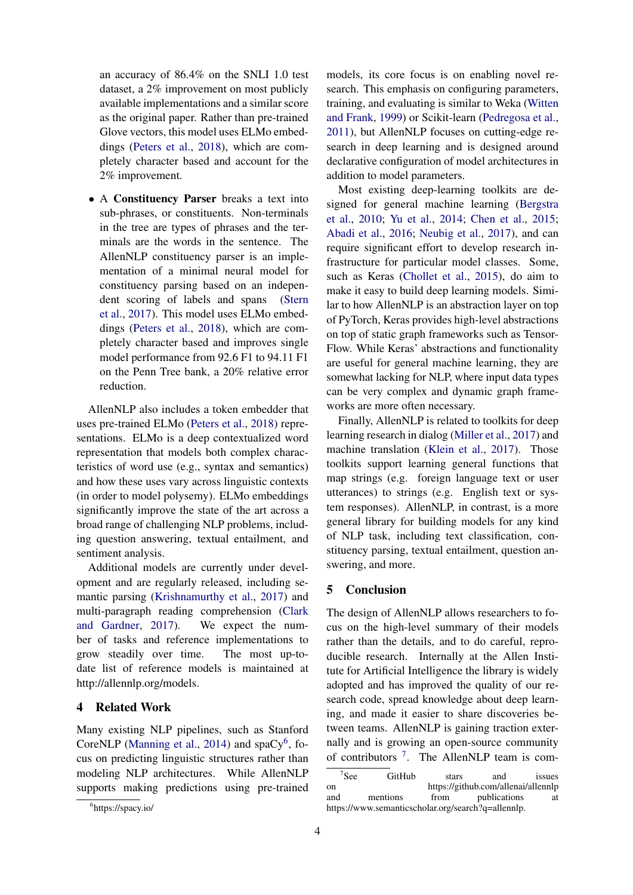an accuracy of 86.4% on the SNLI 1.0 test dataset, a 2% improvement on most publicly available implementations and a similar score as the original paper. Rather than pre-trained Glove vectors, this model uses ELMo embeddings (Peters et al., 2018), which are completely character based and account for the 2% improvement.

- A **Constituency Parser** breaks a text into sub-phrases, or constituents. Non-terminals in the tree are types of phrases and the terminals are the words in the sentence. The AllenNLP constituency parser is an implementation of a minimal neural model for constituency parsing based on an independent scoring of labels and spans (Stern et al., 2017). This model uses ELMo embeddings (Peters et al., 2018), which are completely character based and improves single model performance from 92.6 F1 to 94.11 F1 on the Penn Tree bank, a 20% relative error reduction.

AllenNLP also includes a token embedder that uses pre-trained ELMo (Peters et al., 2018) representations. ELMo is a deep contextualized word representation that models both complex characteristics of word use (e.g., syntax and semantics) and how these uses vary across linguistic contexts (in order to model polysemy). ELMo embeddings significantly improve the state of the art across a broad range of challenging NLP problems, including question answering, textual entailment, and sentiment analysis.

Additional models are currently under development and are regularly released, including semantic parsing (Krishnamurthy et al., 2017) and multi-paragraph reading comprehension (Clark and Gardner, 2017). We expect the number of tasks and reference implementations to grow steadily over time. The most up-to-date list of reference models is maintained at http://allennlp.org/models.

## 4 Related Work

Many existing NLP pipelines, such as Stanford CoreNLP (Manning et al., 2014) and spaCy[6], focus on predicting linguistic structures rather than modeling NLP architectures. While AllenNLP supports making predictions using pre-trained models, its core focus is on enabling novel research. This emphasis on configuring parameters, training, and evaluating is similar to Weka (Witten and Frank, 1999) or Scikit-learn (Pedregosa et al., 2011), but AllenNLP focuses on cutting-edge research in deep learning and is designed around declarative configuration of model architectures in addition to model parameters.

Most existing deep-learning toolkits are designed for general machine learning (Bergstra et al., 2010; Yu et al., 2014; Chen et al., 2015; Abadi et al., 2016; Neubig et al., 2017), and can require significant effort to develop research infrastructure for particular model classes. Some, such as Keras (Chollet et al., 2015), do aim to make it easy to build deep learning models. Similar to how AllenNLP is an abstraction layer on top of PyTorch, Keras provides high-level abstractions on top of static graph frameworks such as TensorFlow. While Keras' abstractions and functionality are useful for general machine learning, they are somewhat lacking for NLP, where input data types can be very complex and dynamic graph frameworks are more often necessary.

Finally, AllenNLP is related to toolkits for deep learning research in dialog (Miller et al., 2017) and machine translation (Klein et al., 2017). Those toolkits support learning general functions that map strings (e.g. foreign language text or user utterances) to strings (e.g. English text or system responses). AllenNLP, in contrast, is a more general library for building models for any kind of NLP task, including text classification, constituency parsing, textual entailment, question answering, and more.

## 5 Conclusion

The design of AllenNLP allows researchers to focus on the high-level summary of their models rather than the details, and to do careful, reproducible research. Internally at the Allen Institute for Artificial Intelligence the library is widely adopted and has improved the quality of our research code, spread knowledge about deep learning, and made it easier to share discoveries between teams. AllenNLP is gaining traction externally and is growing an open-source community of contributors [7]. The AllenNLP team is com-

[6] https://spacy.io/

[7] See GitHub stars and issues on https://github.com/allenai/allennlp and mentions from publications at https://www.semanticscholar.org/search?q=allennlp.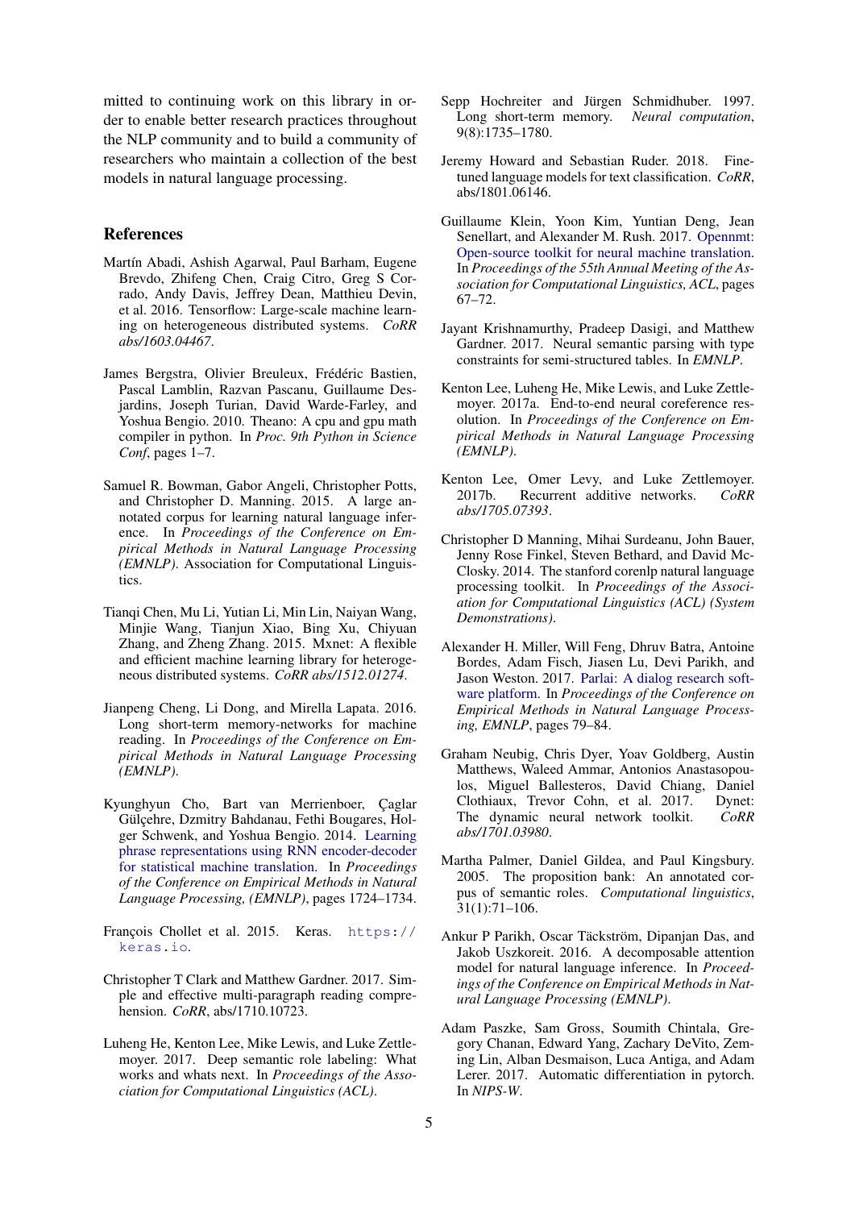mitted to continuing work on this library in order to enable better research practices throughout the NLP community and to build a community of researchers who maintain a collection of the best models in natural language processing.

## References

Martín Abadi, Ashish Agarwal, Paul Barham, Eugene Brevdo, Zhifeng Chen, Craig Citro, Greg S Corrado, Andy Davis, Jeffrey Dean, Matthieu Devin, et al. 2016. Tensorflow: Large-scale machine learning on heterogeneous distributed systems. *CoRR abs/1603.04467*.

James Bergstra, Olivier Breuleux, Frédéric Bastien, Pascal Lamblin, Razvan Pascanu, Guillaume Desjardins, Joseph Turian, David Warde-Farley, and Yoshua Bengio. 2010. Theano: A cpu and gpu math compiler in python. In *Proc. 9th Python in Science Conf*, pages 1–7.

Samuel R. Bowman, Gabor Angeli, Christopher Potts, and Christopher D. Manning. 2015. A large annotated corpus for learning natural language inference. In *Proceedings of the Conference on Empirical Methods in Natural Language Processing (EMNLP)*. Association for Computational Linguistics.

Tianqi Chen, Mu Li, Yutian Li, Min Lin, Naiyan Wang, Minjie Wang, Tianjun Xiao, Bing Xu, Chiyuan Zhang, and Zheng Zhang. 2015. Mxnet: A flexible and efficient machine learning library for heterogeneous distributed systems. *CoRR abs/1512.01274*.

Jianpeng Cheng, Li Dong, and Mirella Lapata. 2016. Long short-term memory-networks for machine reading. In *Proceedings of the Conference on Empirical Methods in Natural Language Processing (EMNLP)*.

Kyunghyun Cho, Bart van Merrienboer, Çaglar Gülçehre, Dzmitry Bahdanau, Fethi Bougares, Holger Schwenk, and Yoshua Bengio. 2014. Learning phrase representations using RNN encoder-decoder for statistical machine translation. In *Proceedings of the Conference on Empirical Methods in Natural Language Processing, (EMNLP)*, pages 1724–1734.

François Chollet et al. 2015. Keras. `https://keras.io`.

Christopher T Clark and Matthew Gardner. 2017. Simple and effective multi-paragraph reading comprehension. *CoRR*, abs/1710.10723.

Luheng He, Kenton Lee, Mike Lewis, and Luke Zettlemoyer. 2017. Deep semantic role labeling: What works and whats next. In *Proceedings of the Association for Computational Linguistics (ACL)*.

Sepp Hochreiter and Jürgen Schmidhuber. 1997. Long short-term memory. *Neural computation*, 9(8):1735–1780.

Jeremy Howard and Sebastian Ruder. 2018. Fine-tuned language models for text classification. *CoRR*, abs/1801.06146.

Guillaume Klein, Yoon Kim, Yuntian Deng, Jean Senellart, and Alexander M. Rush. 2017. Opennmt: Open-source toolkit for neural machine translation. In *Proceedings of the 55th Annual Meeting of the Association for Computational Linguistics, ACL*, pages 67–72.

Jayant Krishnamurthy, Pradeep Dasigi, and Matthew Gardner. 2017. Neural semantic parsing with type constraints for semi-structured tables. In *EMNLP*.

Kenton Lee, Luheng He, Mike Lewis, and Luke Zettlemoyer. 2017a. End-to-end neural coreference resolution. In *Proceedings of the Conference on Empirical Methods in Natural Language Processing (EMNLP)*.

Kenton Lee, Omer Levy, and Luke Zettlemoyer. 2017b. Recurrent additive networks. *CoRR abs/1705.07393*.

Christopher D Manning, Mihai Surdeanu, John Bauer, Jenny Rose Finkel, Steven Bethard, and David McClosky. 2014. The stanford corenlp natural language processing toolkit. In *Proceedings of the Association for Computational Linguistics (ACL) (System Demonstrations)*.

Alexander H. Miller, Will Feng, Dhruv Batra, Antoine Bordes, Adam Fisch, Jiasen Lu, Devi Parikh, and Jason Weston. 2017. Parlai: A dialog research software platform. In *Proceedings of the Conference on Empirical Methods in Natural Language Processing, EMNLP*, pages 79–84.

Graham Neubig, Chris Dyer, Yoav Goldberg, Austin Matthews, Waleed Ammar, Antonios Anastasopoulos, Miguel Ballesteros, David Chiang, Daniel Clothiaux, Trevor Cohn, et al. 2017. Dynet: The dynamic neural network toolkit. *CoRR abs/1701.03980*.

Martha Palmer, Daniel Gildea, and Paul Kingsbury. 2005. The proposition bank: An annotated corpus of semantic roles. *Computational linguistics*, 31(1):71–106.

Ankur P Parikh, Oscar Täckström, Dipanjan Das, and Jakob Uszkoreit. 2016. A decomposable attention model for natural language inference. In *Proceedings of the Conference on Empirical Methods in Natural Language Processing (EMNLP)*.

Adam Paszke, Sam Gross, Soumith Chintala, Gregory Chanan, Edward Yang, Zachary DeVito, Zeming Lin, Alban Desmaison, Luca Antiga, and Adam Lerer. 2017. Automatic differentiation in pytorch. In *NIPS-W*.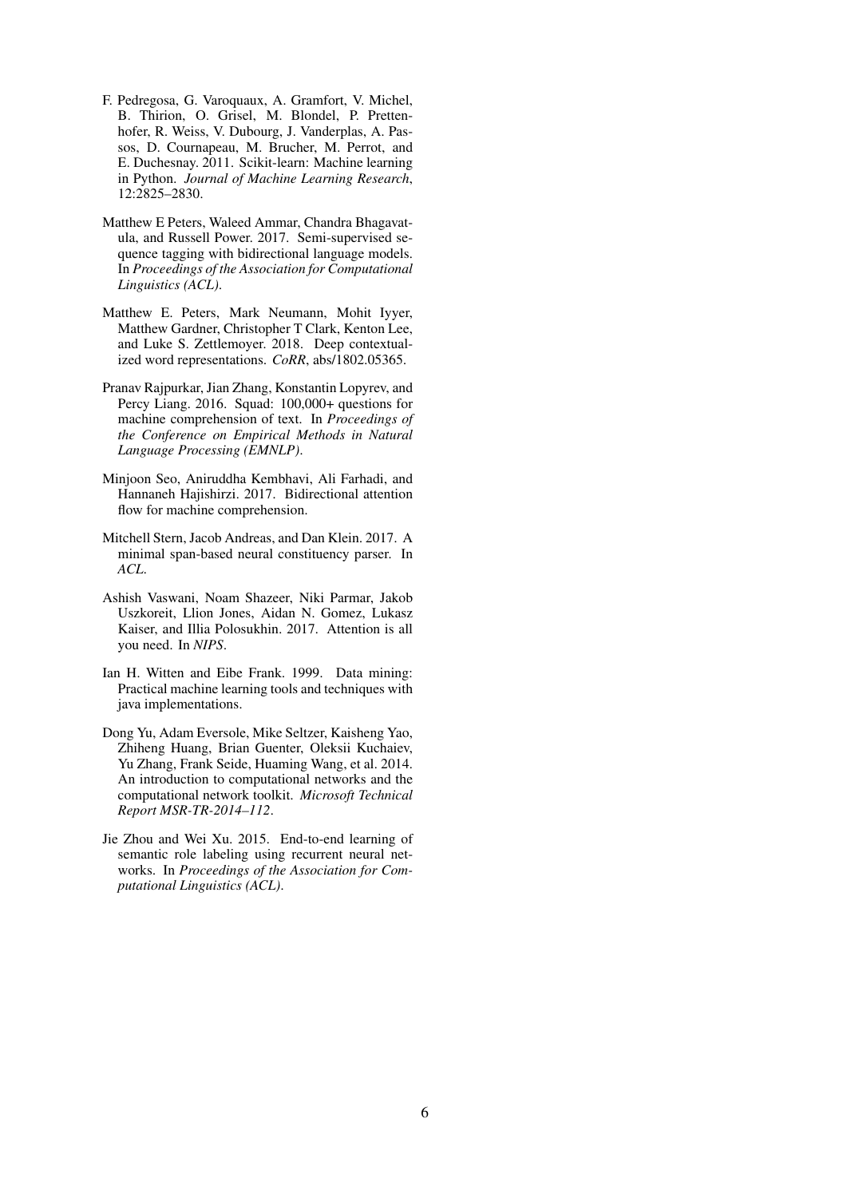F. Pedregosa, G. Varoquaux, A. Gramfort, V. Michel, B. Thirion, O. Grisel, M. Blondel, P. Prettenhofer, R. Weiss, V. Dubourg, J. Vanderplas, A. Passos, D. Cournapeau, M. Brucher, M. Perrot, and E. Duchesnay. 2011. Scikit-learn: Machine learning in Python. *Journal of Machine Learning Research*, 12:2825–2830.

Matthew E Peters, Waleed Ammar, Chandra Bhagavatula, and Russell Power. 2017. Semi-supervised sequence tagging with bidirectional language models. In *Proceedings of the Association for Computational Linguistics (ACL)*.

Matthew E. Peters, Mark Neumann, Mohit Iyyer, Matthew Gardner, Christopher T Clark, Kenton Lee, and Luke S. Zettlemoyer. 2018. Deep contextualized word representations. *CoRR*, abs/1802.05365.

Pranav Rajpurkar, Jian Zhang, Konstantin Lopyrev, and Percy Liang. 2016. Squad: 100,000+ questions for machine comprehension of text. In *Proceedings of the Conference on Empirical Methods in Natural Language Processing (EMNLP)*.

Minjoon Seo, Aniruddha Kembhavi, Ali Farhadi, and Hannaneh Hajishirzi. 2017. Bidirectional attention flow for machine comprehension.

Mitchell Stern, Jacob Andreas, and Dan Klein. 2017. A minimal span-based neural constituency parser. In *ACL*.

Ashish Vaswani, Noam Shazeer, Niki Parmar, Jakob Uszkoreit, Llion Jones, Aidan N. Gomez, Lukasz Kaiser, and Illia Polosukhin. 2017. Attention is all you need. In *NIPS*.

Ian H. Witten and Eibe Frank. 1999. Data mining: Practical machine learning tools and techniques with java implementations.

Dong Yu, Adam Eversole, Mike Seltzer, Kaisheng Yao, Zhiheng Huang, Brian Guenter, Oleksii Kuchaiev, Yu Zhang, Frank Seide, Huaming Wang, et al. 2014. An introduction to computational networks and the computational network toolkit. *Microsoft Technical Report MSR-TR-2014–112*.

Jie Zhou and Wei Xu. 2015. End-to-end learning of semantic role labeling using recurrent neural networks. In *Proceedings of the Association for Computational Linguistics (ACL)*.